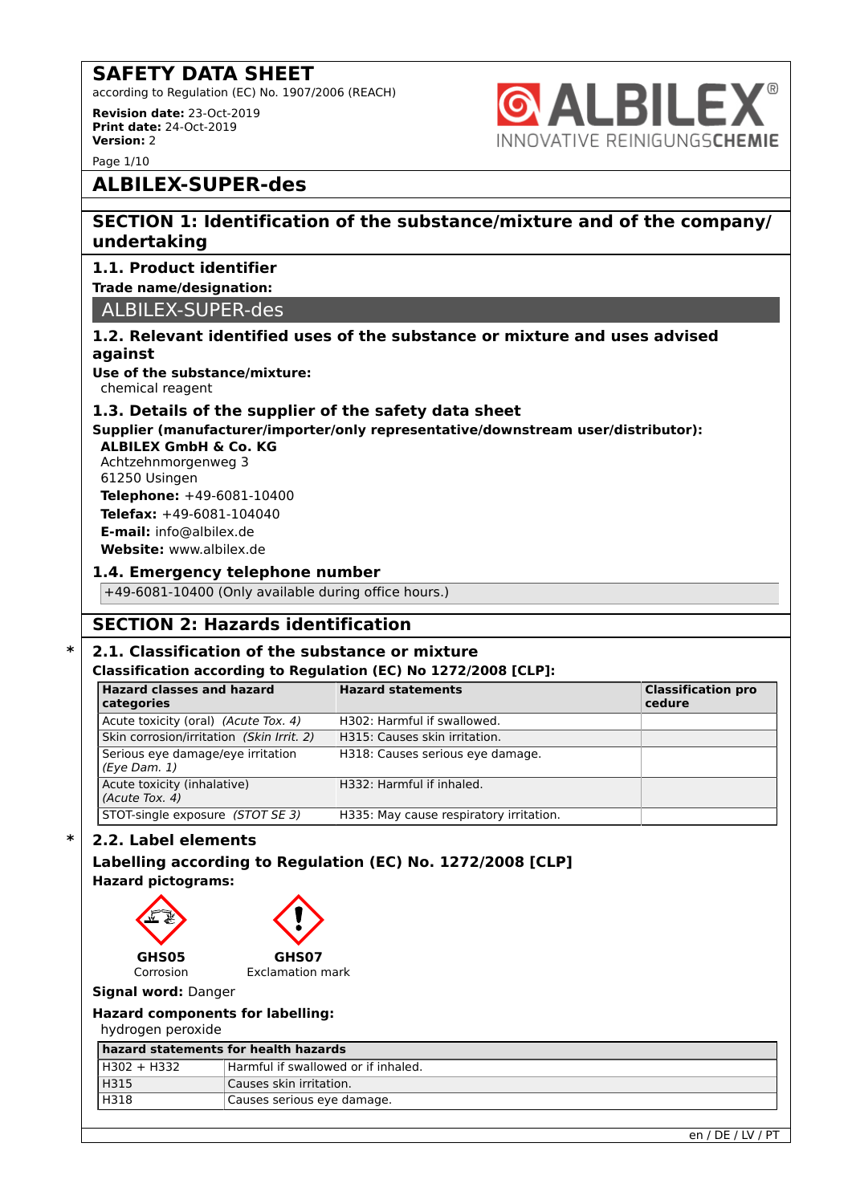# SAFETY DATA SHEET

according to Regulation (EC) No. 1907/2006 (REACH)

**Revision date:** 23-Oct-2019
**Print date:** 24-Oct-2019
**Version:** 2

ALBILEX® INNOVATIVE REINIGUNGS**CHEMIE**

# ALBILEX-SUPER-des

## SECTION 1: Identification of the substance/mixture and of the company/undertaking

### 1.1. Product identifier

**Trade name/designation:**

ALBILEX-SUPER-des

### 1.2. Relevant identified uses of the substance or mixture and uses advised against

**Use of the substance/mixture:**
chemical reagent

### 1.3. Details of the supplier of the safety data sheet

**Supplier (manufacturer/importer/only representative/downstream user/distributor):**

**ALBILEX GmbH & Co. KG**
Achtzehnmorgenweg 3
61250 Usingen
**Telephone:** +49-6081-10400
**Telefax:** +49-6081-104040
**E-mail:** info@albilex.de
**Website:** www.albilex.de

### 1.4. Emergency telephone number

+49-6081-10400 (Only available during office hours.)

## SECTION 2: Hazards identification

### * 2.1. Classification of the substance or mixture

**Classification according to Regulation (EC) No 1272/2008 [CLP]:**

| Hazard classes and hazard categories | Hazard statements | Classification procedure |
|---|---|---|
| Acute toxicity (oral) *(Acute Tox. 4)* | H302: Harmful if swallowed. | |
| Skin corrosion/irritation *(Skin Irrit. 2)* | H315: Causes skin irritation. | |
| Serious eye damage/eye irritation *(Eye Dam. 1)* | H318: Causes serious eye damage. | |
| Acute toxicity (inhalative) *(Acute Tox. 4)* | H332: Harmful if inhaled. | |
| STOT-single exposure *(STOT SE 3)* | H335: May cause respiratory irritation. | |

### * 2.2. Label elements

**Labelling according to Regulation (EC) No. 1272/2008 [CLP]**

**Hazard pictograms:**

**GHS05** Corrosion

**GHS07** Exclamation mark

**Signal word:** Danger

**Hazard components for labelling:**
hydrogen peroxide

| hazard statements for health hazards | |
|---|---|
| H302 + H332 | Harmful if swallowed or if inhaled. |
| H315 | Causes skin irritation. |
| H318 | Causes serious eye damage. |

en / DE / LV / PT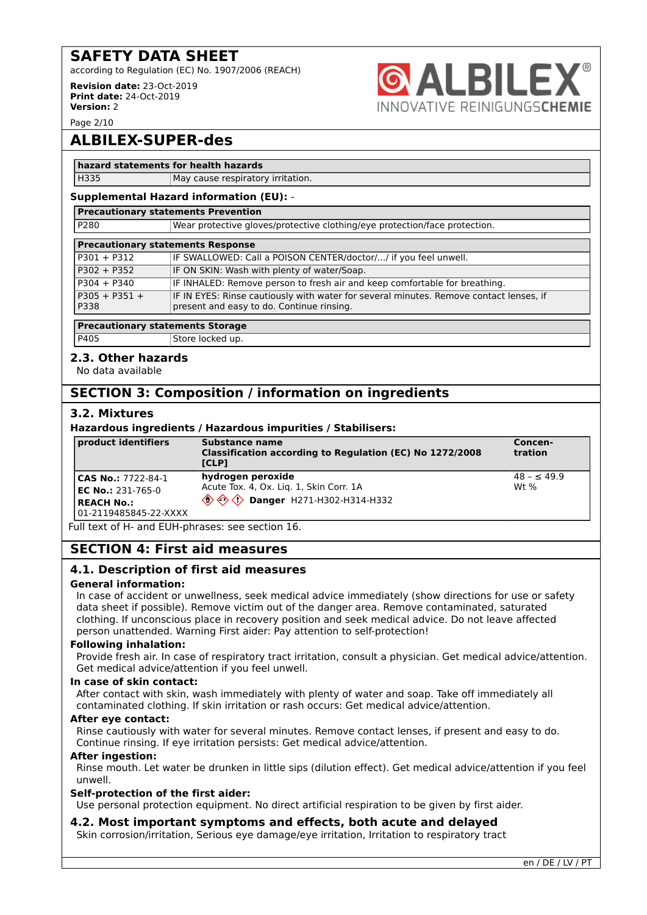## ALBILEX-SUPER-des

| hazard statements for health hazards | |
|---|---|
| H335 | May cause respiratory irritation. |

**Supplemental Hazard information (EU):** -

| Precautionary statements Prevention | |
|---|---|
| P280 | Wear protective gloves/protective clothing/eye protection/face protection. |

| Precautionary statements Response | |
|---|---|
| P301 + P312 | IF SWALLOWED: Call a POISON CENTER/doctor/.../ if you feel unwell. |
| P302 + P352 | IF ON SKIN: Wash with plenty of water/Soap. |
| P304 + P340 | IF INHALED: Remove person to fresh air and keep comfortable for breathing. |
| P305 + P351 + P338 | IF IN EYES: Rinse cautiously with water for several minutes. Remove contact lenses, if present and easy to do. Continue rinsing. |

| Precautionary statements Storage | |
|---|---|
| P405 | Store locked up. |

### 2.3. Other hazards

No data available

## SECTION 3: Composition / information on ingredients

### 3.2. Mixtures

**Hazardous ingredients / Hazardous impurities / Stabilisers:**

| product identifiers | Substance name<br>Classification according to Regulation (EC) No 1272/2008 [CLP] | Concen-tration |
|---|---|---|
| **CAS No.:** 7722-84-1<br>**EC No.:** 231-765-0<br>**REACH No.:** 01-2119485845-22-XXXX | **hydrogen peroxide**<br>Acute Tox. 4, Ox. Liq. 1, Skin Corr. 1A<br>**Danger** H271-H302-H314-H332 | 48 – ≤ 49.9 Wt % |

Full text of H- and EUH-phrases: see section 16.

## SECTION 4: First aid measures

### 4.1. Description of first aid measures

**General information:**

In case of accident or unwellness, seek medical advice immediately (show directions for use or safety data sheet if possible). Remove victim out of the danger area. Remove contaminated, saturated clothing. If unconscious place in recovery position and seek medical advice. Do not leave affected person unattended. Warning First aider: Pay attention to self-protection!

**Following inhalation:**

Provide fresh air. In case of respiratory tract irritation, consult a physician. Get medical advice/attention. Get medical advice/attention if you feel unwell.

**In case of skin contact:**

After contact with skin, wash immediately with plenty of water and soap. Take off immediately all contaminated clothing. If skin irritation or rash occurs: Get medical advice/attention.

**After eye contact:**

Rinse cautiously with water for several minutes. Remove contact lenses, if present and easy to do. Continue rinsing. If eye irritation persists: Get medical advice/attention.

**After ingestion:**

Rinse mouth. Let water be drunken in little sips (dilution effect). Get medical advice/attention if you feel unwell.

**Self-protection of the first aider:**

Use personal protection equipment. No direct artificial respiration to be given by first aider.

### 4.2. Most important symptoms and effects, both acute and delayed

Skin corrosion/irritation, Serious eye damage/eye irritation, Irritation to respiratory tract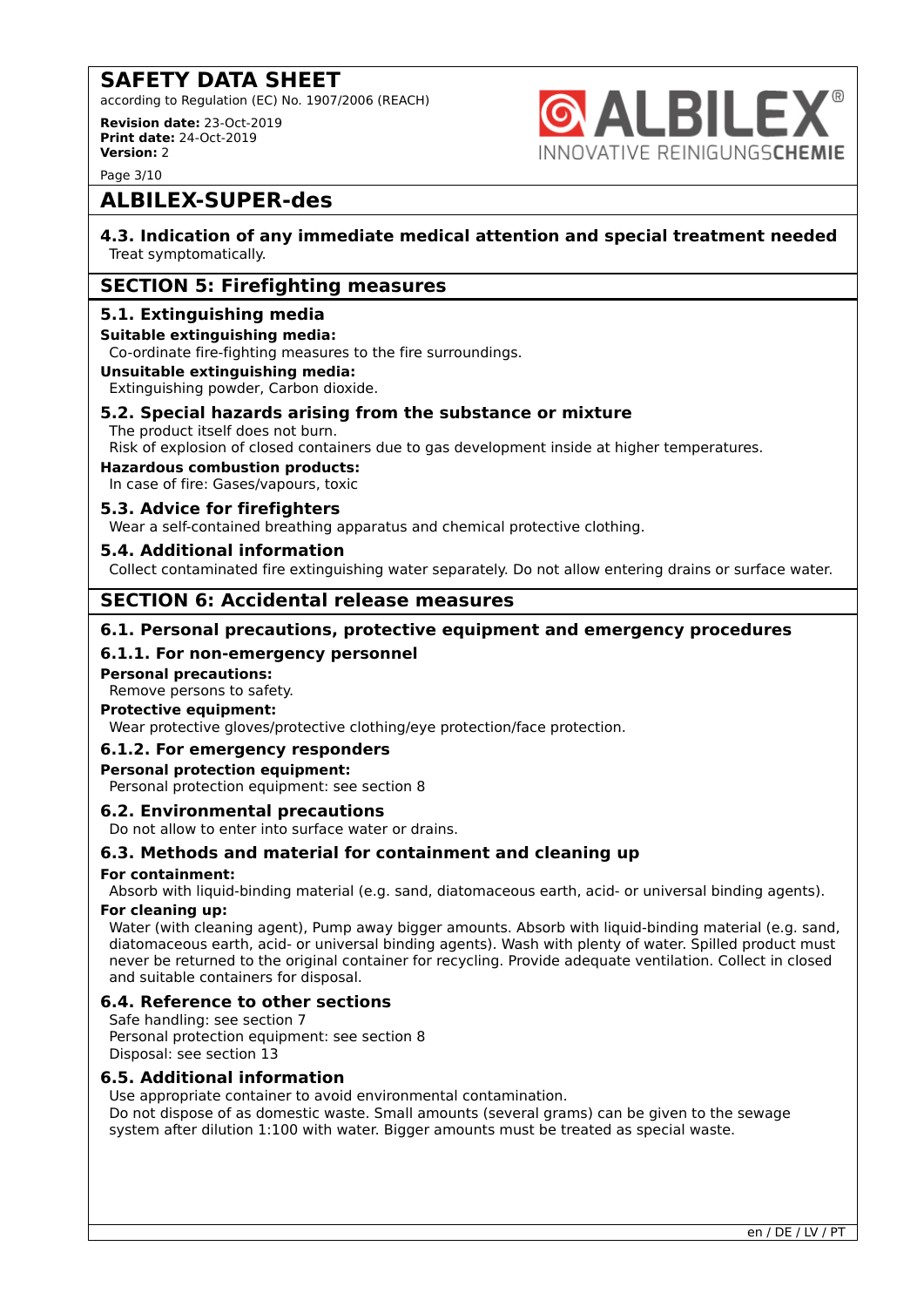## 4.3. Indication of any immediate medical attention and special treatment needed

Treat symptomatically.

# SECTION 5: Firefighting measures

## 5.1. Extinguishing media

**Suitable extinguishing media:**

Co-ordinate fire-fighting measures to the fire surroundings.

**Unsuitable extinguishing media:**

Extinguishing powder, Carbon dioxide.

## 5.2. Special hazards arising from the substance or mixture

The product itself does not burn.

Risk of explosion of closed containers due to gas development inside at higher temperatures.

**Hazardous combustion products:**

In case of fire: Gases/vapours, toxic

## 5.3. Advice for firefighters

Wear a self-contained breathing apparatus and chemical protective clothing.

## 5.4. Additional information

Collect contaminated fire extinguishing water separately. Do not allow entering drains or surface water.

# SECTION 6: Accidental release measures

## 6.1. Personal precautions, protective equipment and emergency procedures

### 6.1.1. For non-emergency personnel

**Personal precautions:**

Remove persons to safety.

**Protective equipment:**

Wear protective gloves/protective clothing/eye protection/face protection.

### 6.1.2. For emergency responders

**Personal protection equipment:**

Personal protection equipment: see section 8

## 6.2. Environmental precautions

Do not allow to enter into surface water or drains.

## 6.3. Methods and material for containment and cleaning up

**For containment:**

Absorb with liquid-binding material (e.g. sand, diatomaceous earth, acid- or universal binding agents).

**For cleaning up:**

Water (with cleaning agent), Pump away bigger amounts. Absorb with liquid-binding material (e.g. sand, diatomaceous earth, acid- or universal binding agents). Wash with plenty of water. Spilled product must never be returned to the original container for recycling. Provide adequate ventilation. Collect in closed and suitable containers for disposal.

## 6.4. Reference to other sections

Safe handling: see section 7
Personal protection equipment: see section 8
Disposal: see section 13

## 6.5. Additional information

Use appropriate container to avoid environmental contamination.

Do not dispose of as domestic waste. Small amounts (several grams) can be given to the sewage system after dilution 1:100 with water. Bigger amounts must be treated as special waste.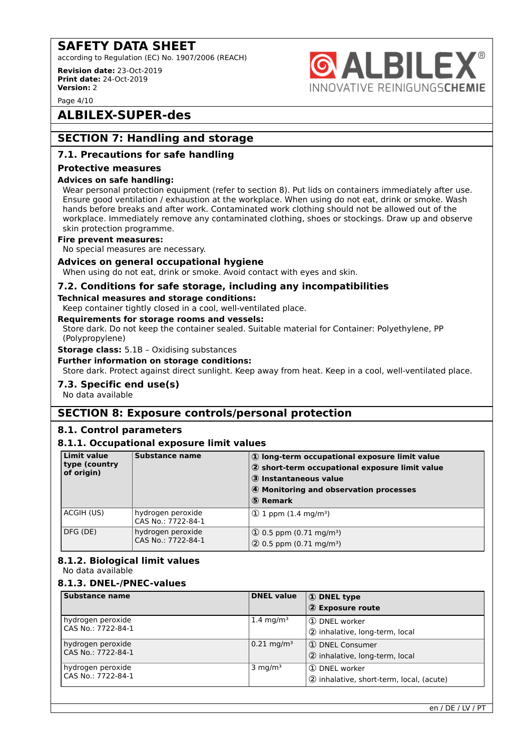# ALBILEX-SUPER-des

## SECTION 7: Handling and storage

### 7.1. Precautions for safe handling

#### Protective measures

**Advices on safe handling:**

Wear personal protection equipment (refer to section 8). Put lids on containers immediately after use. Ensure good ventilation / exhaustion at the workplace. When using do not eat, drink or smoke. Wash hands before breaks and after work. Contaminated work clothing should not be allowed out of the workplace. Immediately remove any contaminated clothing, shoes or stockings. Draw up and observe skin protection programme.

**Fire prevent measures:**

No special measures are necessary.

**Advices on general occupational hygiene**

When using do not eat, drink or smoke. Avoid contact with eyes and skin.

### 7.2. Conditions for safe storage, including any incompatibilities

**Technical measures and storage conditions:**

Keep container tightly closed in a cool, well-ventilated place.

**Requirements for storage rooms and vessels:**

Store dark. Do not keep the container sealed. Suitable material for Container: Polyethylene, PP (Polypropylene)

**Storage class:** 5.1B – Oxidising substances

**Further information on storage conditions:**

Store dark. Protect against direct sunlight. Keep away from heat. Keep in a cool, well-ventilated place.

### 7.3. Specific end use(s)

No data available

## SECTION 8: Exposure controls/personal protection

### 8.1. Control parameters

#### 8.1.1. Occupational exposure limit values

| Limit value type (country of origin) | Substance name | ① long-term occupational exposure limit value<br>② short-term occupational exposure limit value<br>③ Instantaneous value<br>④ Monitoring and observation processes<br>⑤ Remark |
|---|---|---|
| ACGIH (US) | hydrogen peroxide<br>CAS No.: 7722-84-1 | ① 1 ppm (1.4 mg/m³) |
| DFG (DE) | hydrogen peroxide<br>CAS No.: 7722-84-1 | ① 0.5 ppm (0.71 mg/m³)<br>② 0.5 ppm (0.71 mg/m³) |

#### 8.1.2. Biological limit values

No data available

#### 8.1.3. DNEL-/PNEC-values

| Substance name | DNEL value | ① DNEL type<br>② Exposure route |
|---|---|---|
| hydrogen peroxide<br>CAS No.: 7722-84-1 | 1.4 mg/m³ | ① DNEL worker<br>② inhalative, long-term, local |
| hydrogen peroxide<br>CAS No.: 7722-84-1 | 0.21 mg/m³ | ① DNEL Consumer<br>② inhalative, long-term, local |
| hydrogen peroxide<br>CAS No.: 7722-84-1 | 3 mg/m³ | ① DNEL worker<br>② inhalative, short-term, local, (acute) |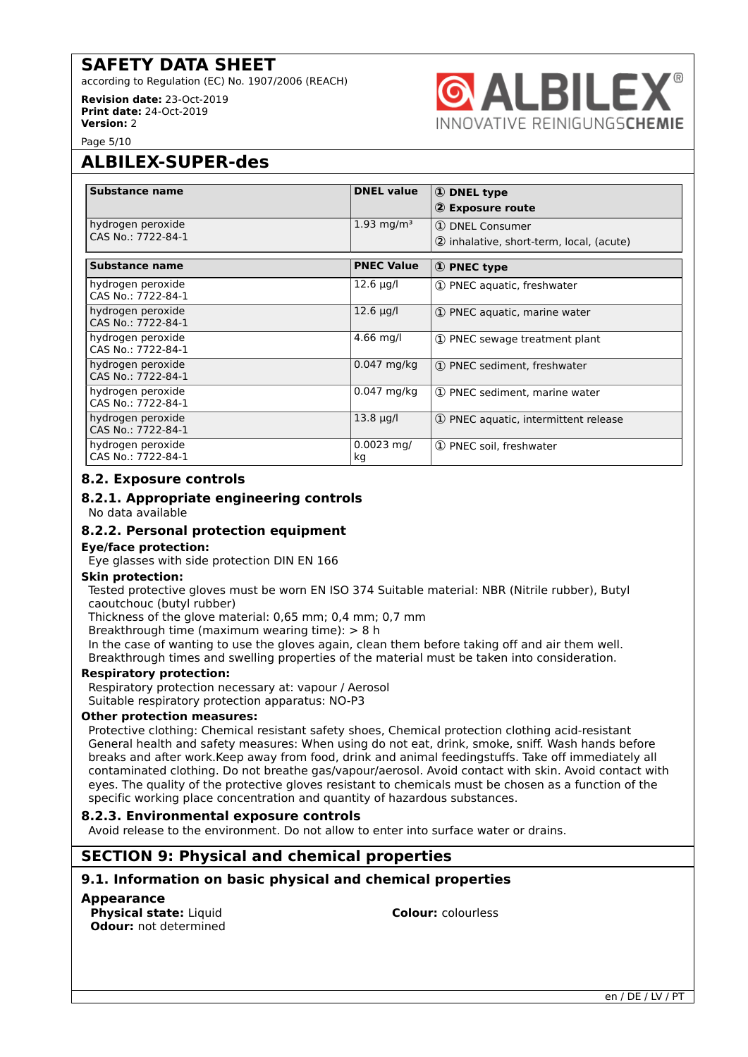# ALBILEX-SUPER-des

| Substance name | DNEL value | ① DNEL type<br>② Exposure route |
|---|---|---|
| hydrogen peroxide<br>CAS No.: 7722-84-1 | 1.93 mg/m³ | ① DNEL Consumer<br>② inhalative, short-term, local, (acute) |

| Substance name | PNEC Value | ① PNEC type |
|---|---|---|
| hydrogen peroxide<br>CAS No.: 7722-84-1 | 12.6 µg/l | ① PNEC aquatic, freshwater |
| hydrogen peroxide<br>CAS No.: 7722-84-1 | 12.6 µg/l | ① PNEC aquatic, marine water |
| hydrogen peroxide<br>CAS No.: 7722-84-1 | 4.66 mg/l | ① PNEC sewage treatment plant |
| hydrogen peroxide<br>CAS No.: 7722-84-1 | 0.047 mg/kg | ① PNEC sediment, freshwater |
| hydrogen peroxide<br>CAS No.: 7722-84-1 | 0.047 mg/kg | ① PNEC sediment, marine water |
| hydrogen peroxide<br>CAS No.: 7722-84-1 | 13.8 µg/l | ① PNEC aquatic, intermittent release |
| hydrogen peroxide<br>CAS No.: 7722-84-1 | 0.0023 mg/kg | ① PNEC soil, freshwater |

### 8.2. Exposure controls

#### 8.2.1. Appropriate engineering controls

No data available

#### 8.2.2. Personal protection equipment

**Eye/face protection:**

Eye glasses with side protection DIN EN 166

**Skin protection:**

Tested protective gloves must be worn EN ISO 374 Suitable material: NBR (Nitrile rubber), Butyl caoutchouc (butyl rubber)
Thickness of the glove material: 0,65 mm; 0,4 mm; 0,7 mm
Breakthrough time (maximum wearing time): > 8 h
In the case of wanting to use the gloves again, clean them before taking off and air them well.
Breakthrough times and swelling properties of the material must be taken into consideration.

**Respiratory protection:**

Respiratory protection necessary at: vapour / Aerosol
Suitable respiratory protection apparatus: NO-P3

**Other protection measures:**

Protective clothing: Chemical resistant safety shoes, Chemical protection clothing acid-resistant
General health and safety measures: When using do not eat, drink, smoke, sniff. Wash hands before breaks and after work.Keep away from food, drink and animal feedingstuffs. Take off immediately all contaminated clothing. Do not breathe gas/vapour/aerosol. Avoid contact with skin. Avoid contact with eyes. The quality of the protective gloves resistant to chemicals must be chosen as a function of the specific working place concentration and quantity of hazardous substances.

#### 8.2.3. Environmental exposure controls

Avoid release to the environment. Do not allow to enter into surface water or drains.

## SECTION 9: Physical and chemical properties

### 9.1. Information on basic physical and chemical properties

**Appearance**

**Physical state:** Liquid
**Colour:** colourless
**Odour:** not determined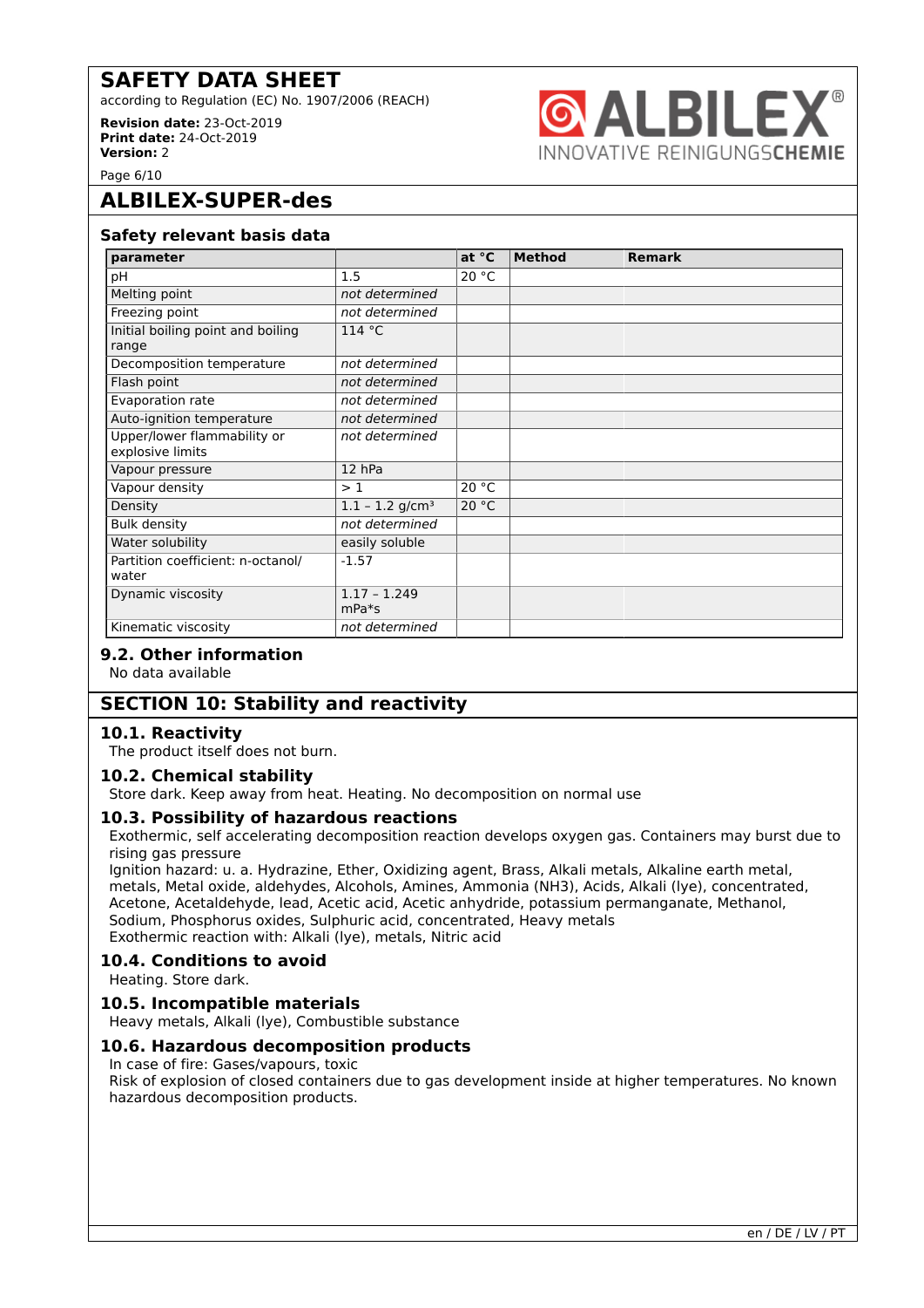## ALBILEX-SUPER-des

### Safety relevant basis data

| parameter | | at °C | Method | Remark |
|---|---|---|---|---|
| pH | 1.5 | 20 °C | | |
| Melting point | *not determined* | | | |
| Freezing point | *not determined* | | | |
| Initial boiling point and boiling range | 114 °C | | | |
| Decomposition temperature | *not determined* | | | |
| Flash point | *not determined* | | | |
| Evaporation rate | *not determined* | | | |
| Auto-ignition temperature | *not determined* | | | |
| Upper/lower flammability or explosive limits | *not determined* | | | |
| Vapour pressure | 12 hPa | | | |
| Vapour density | > 1 | 20 °C | | |
| Density | 1.1 – 1.2 g/cm³ | 20 °C | | |
| Bulk density | *not determined* | | | |
| Water solubility | easily soluble | | | |
| Partition coefficient: n-octanol/water | -1.57 | | | |
| Dynamic viscosity | 1.17 – 1.249 mPa*s | | | |
| Kinematic viscosity | *not determined* | | | |

### 9.2. Other information

No data available

## SECTION 10: Stability and reactivity

### 10.1. Reactivity

The product itself does not burn.

### 10.2. Chemical stability

Store dark. Keep away from heat. Heating. No decomposition on normal use

### 10.3. Possibility of hazardous reactions

Exothermic, self accelerating decomposition reaction develops oxygen gas. Containers may burst due to rising gas pressure

Ignition hazard: u. a. Hydrazine, Ether, Oxidizing agent, Brass, Alkali metals, Alkaline earth metal, metals, Metal oxide, aldehydes, Alcohols, Amines, Ammonia ($NH_3$), Acids, Alkali (lye), concentrated, Acetone, Acetaldehyde, lead, Acetic acid, Acetic anhydride, potassium permanganate, Methanol, Sodium, Phosphorus oxides, Sulphuric acid, concentrated, Heavy metals

Exothermic reaction with: Alkali (lye), metals, Nitric acid

### 10.4. Conditions to avoid

Heating. Store dark.

### 10.5. Incompatible materials

Heavy metals, Alkali (lye), Combustible substance

### 10.6. Hazardous decomposition products

In case of fire: Gases/vapours, toxic

Risk of explosion of closed containers due to gas development inside at higher temperatures. No known hazardous decomposition products.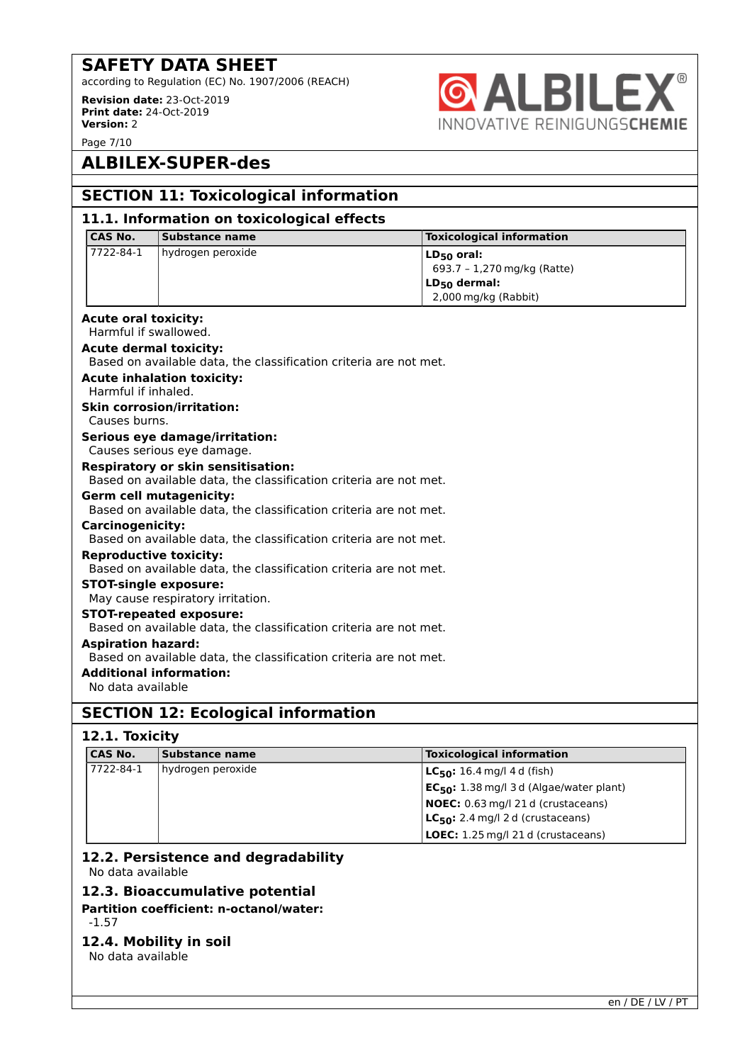## ALBILEX-SUPER-des

## SECTION 11: Toxicological information

### 11.1. Information on toxicological effects

| CAS No. | Substance name | Toxicological information |
|---|---|---|
| 7722-84-1 | hydrogen peroxide | **$LD_{50}$ oral:** 693.7 – 1,270 mg/kg (Ratte)<br>**$LD_{50}$ dermal:** 2,000 mg/kg (Rabbit) |

**Acute oral toxicity:**
Harmful if swallowed.

**Acute dermal toxicity:**
Based on available data, the classification criteria are not met.

**Acute inhalation toxicity:**
Harmful if inhaled.

**Skin corrosion/irritation:**
Causes burns.

**Serious eye damage/irritation:**
Causes serious eye damage.

**Respiratory or skin sensitisation:**
Based on available data, the classification criteria are not met.

**Germ cell mutagenicity:**
Based on available data, the classification criteria are not met.

**Carcinogenicity:**
Based on available data, the classification criteria are not met.

**Reproductive toxicity:**
Based on available data, the classification criteria are not met.

**STOT-single exposure:**
May cause respiratory irritation.

**STOT-repeated exposure:**
Based on available data, the classification criteria are not met.

**Aspiration hazard:**
Based on available data, the classification criteria are not met.

**Additional information:**
No data available

## SECTION 12: Ecological information

### 12.1. Toxicity

| CAS No. | Substance name | Toxicological information |
|---|---|---|
| 7722-84-1 | hydrogen peroxide | **$LC_{50}$:** 16.4 mg/l 4 d (fish)<br>**$EC_{50}$:** 1.38 mg/l 3 d (Algae/water plant)<br>**NOEC:** 0.63 mg/l 21 d (crustaceans)<br>**$LC_{50}$:** 2.4 mg/l 2 d (crustaceans)<br>**LOEC:** 1.25 mg/l 21 d (crustaceans) |

### 12.2. Persistence and degradability

No data available

### 12.3. Bioaccumulative potential

**Partition coefficient: n-octanol/water:**
-1.57

### 12.4. Mobility in soil

No data available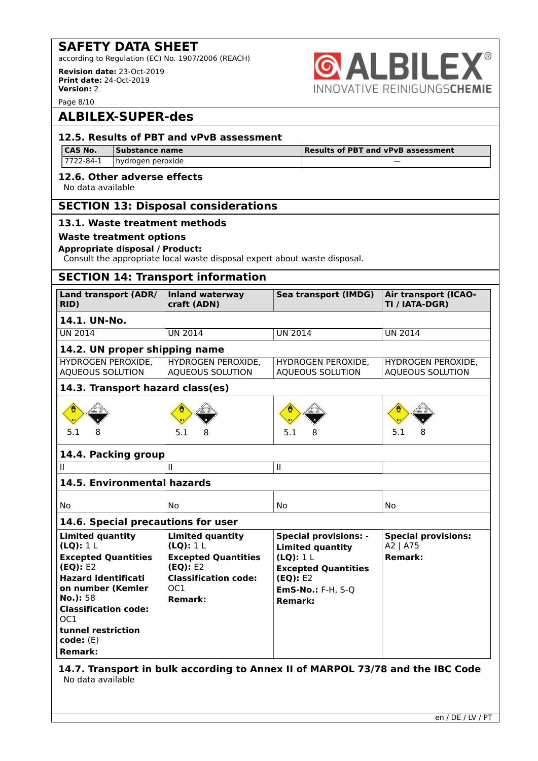## ALBILEX-SUPER-des

### 12.5. Results of PBT and vPvB assessment

| CAS No. | Substance name | Results of PBT and vPvB assessment |
|---|---|---|
| 7722-84-1 | hydrogen peroxide | — |

### 12.6. Other adverse effects

No data available

## SECTION 13: Disposal considerations

### 13.1. Waste treatment methods

**Waste treatment options**

**Appropriate disposal / Product:**

Consult the appropriate local waste disposal expert about waste disposal.

## SECTION 14: Transport information

| Land transport (ADR/ RID) | Inland waterway craft (ADN) | Sea transport (IMDG) | Air transport (ICAO-TI / IATA-DGR) |
|---|---|---|---|
| **14.1. UN-No.** | | | |
| UN 2014 | UN 2014 | UN 2014 | UN 2014 |
| **14.2. UN proper shipping name** | | | |
| HYDROGEN PEROXIDE, AQUEOUS SOLUTION | HYDROGEN PEROXIDE, AQUEOUS SOLUTION | HYDROGEN PEROXIDE, AQUEOUS SOLUTION | HYDROGEN PEROXIDE, AQUEOUS SOLUTION |
| **14.3. Transport hazard class(es)** | | | |
| 5.1 8 | 5.1 8 | 5.1 8 | 5.1 8 |
| **14.4. Packing group** | | | |
| II | II | II | |
| **14.5. Environmental hazards** | | | |
| No | No | No | No |
| **14.6. Special precautions for user** | | | |
| **Limited quantity (LQ):** 1 L<br>**Excepted Quantities (EQ):** E2<br>**Hazard identification number (Kemler No.):** 58<br>**Classification code:** OC1<br>**tunnel restriction code:** (E)<br>**Remark:** | **Limited quantity (LQ):** 1 L<br>**Excepted Quantities (EQ):** E2<br>**Classification code:** OC1<br>**Remark:** | **Special provisions:** -<br>**Limited quantity (LQ):** 1 L<br>**Excepted Quantities (EQ):** E2<br>**EmS-No.:** F-H, S-Q<br>**Remark:** | **Special provisions:** A2 \| A75<br>**Remark:** |

### 14.7. Transport in bulk according to Annex II of MARPOL 73/78 and the IBC Code

No data available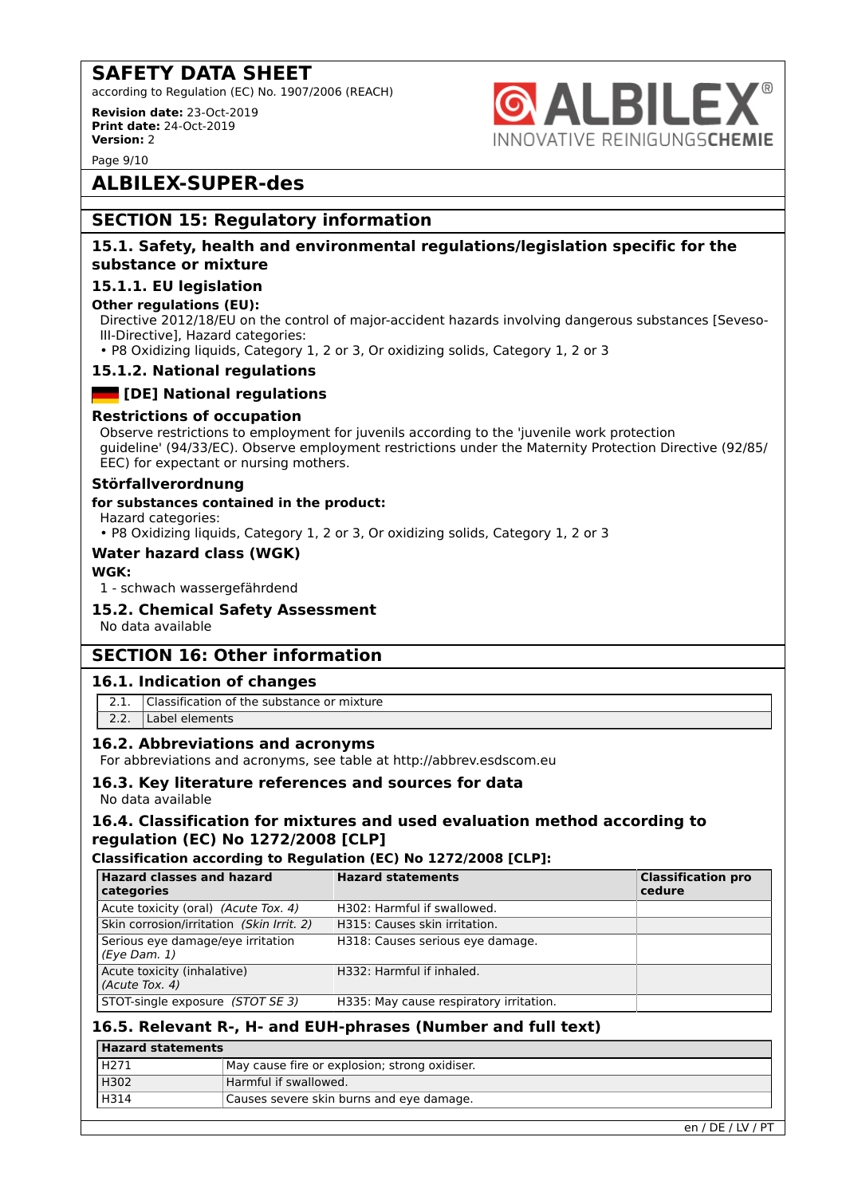# ALBILEX-SUPER-des

## SECTION 15: Regulatory information

### 15.1. Safety, health and environmental regulations/legislation specific for the substance or mixture

#### 15.1.1. EU legislation

**Other regulations (EU):**

Directive 2012/18/EU on the control of major-accident hazards involving dangerous substances [Seveso-III-Directive], Hazard categories:

- P8 Oxidizing liquids, Category 1, 2 or 3, Or oxidizing solids, Category 1, 2 or 3

#### 15.1.2. National regulations

#### [DE] National regulations

#### Restrictions of occupation

Observe restrictions to employment for juvenils according to the 'juvenile work protection guideline' (94/33/EC). Observe employment restrictions under the Maternity Protection Directive (92/85/EEC) for expectant or nursing mothers.

#### Störfallverordnung

**for substances contained in the product:**

Hazard categories:

- P8 Oxidizing liquids, Category 1, 2 or 3, Or oxidizing solids, Category 1, 2 or 3

#### Water hazard class (WGK)

**WGK:**

1 - schwach wassergefährdend

### 15.2. Chemical Safety Assessment

No data available

## SECTION 16: Other information

### 16.1. Indication of changes

| | |
|---|---|
| 2.1. | Classification of the substance or mixture |
| 2.2. | Label elements |

### 16.2. Abbreviations and acronyms

For abbreviations and acronyms, see table at http://abbrev.esdscom.eu

### 16.3. Key literature references and sources for data

No data available

### 16.4. Classification for mixtures and used evaluation method according to regulation (EC) No 1272/2008 [CLP]

**Classification according to Regulation (EC) No 1272/2008 [CLP]:**

| Hazard classes and hazard categories | Hazard statements | Classification procedure |
|---|---|---|
| Acute toxicity (oral) *(Acute Tox. 4)* | H302: Harmful if swallowed. | |
| Skin corrosion/irritation *(Skin Irrit. 2)* | H315: Causes skin irritation. | |
| Serious eye damage/eye irritation *(Eye Dam. 1)* | H318: Causes serious eye damage. | |
| Acute toxicity (inhalative) *(Acute Tox. 4)* | H332: Harmful if inhaled. | |
| STOT-single exposure *(STOT SE 3)* | H335: May cause respiratory irritation. | |

### 16.5. Relevant R-, H- and EUH-phrases (Number and full text)

| Hazard statements | |
|---|---|
| H271 | May cause fire or explosion; strong oxidiser. |
| H302 | Harmful if swallowed. |
| H314 | Causes severe skin burns and eye damage. |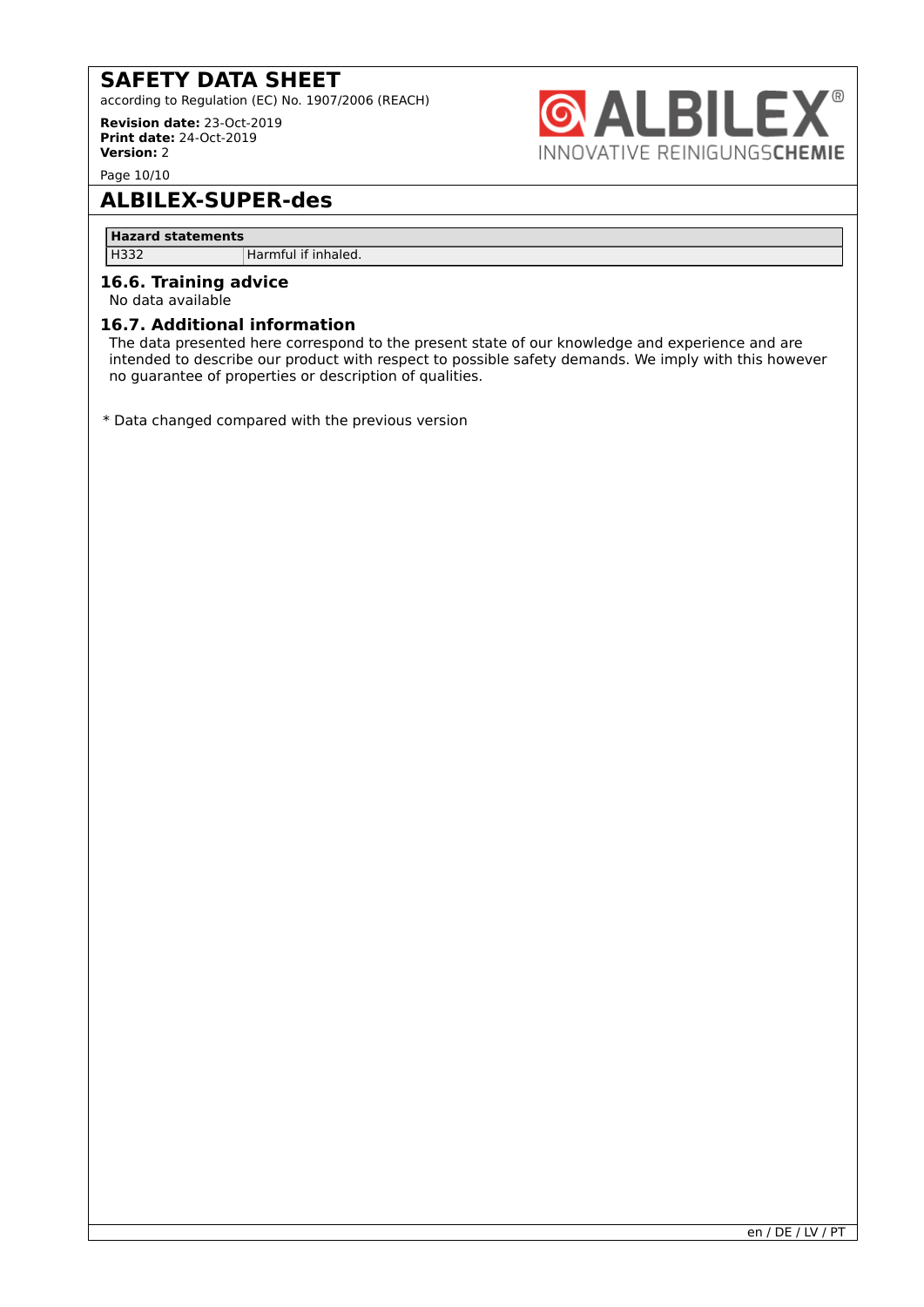| Hazard statements | |
|---|---|
| H332 | Harmful if inhaled. |

## 16.6. Training advice

No data available

## 16.7. Additional information

The data presented here correspond to the present state of our knowledge and experience and are intended to describe our product with respect to possible safety demands. We imply with this however no guarantee of properties or description of qualities.

* Data changed compared with the previous version